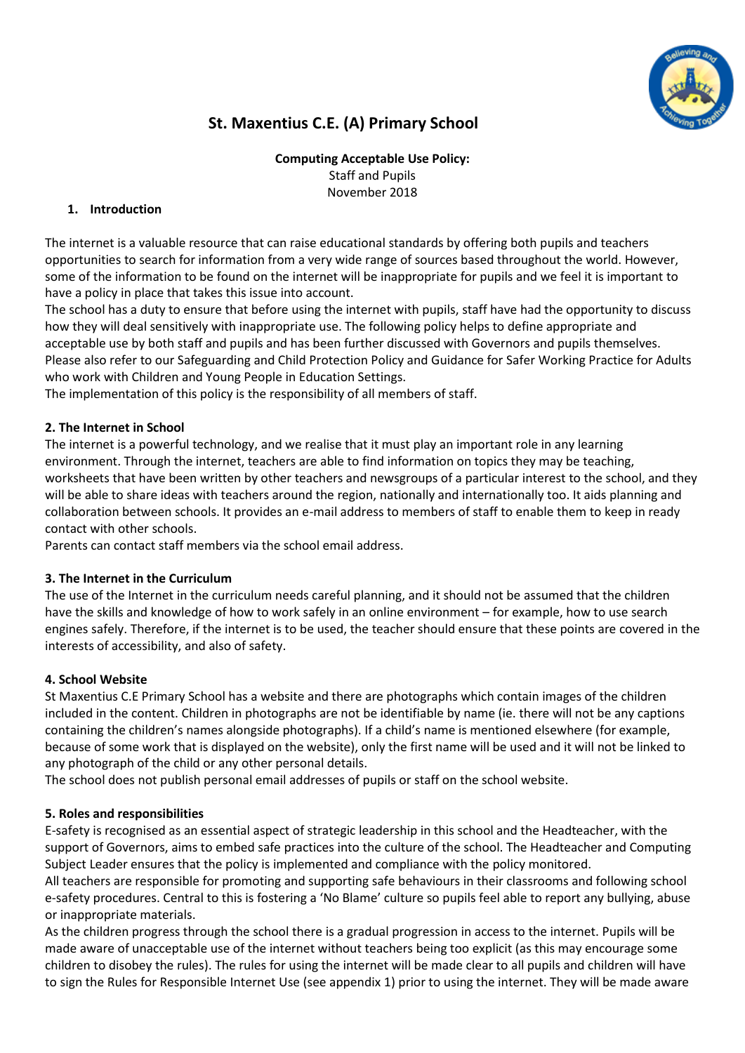# St. Maxentius C.E. (A) Primary School

**Computing Acceptable Use Policy:**
Staff and Pupils
November 2018

## 1. Introduction

The internet is a valuable resource that can raise educational standards by offering both pupils and teachers opportunities to search for information from a very wide range of sources based throughout the world. However, some of the information to be found on the internet will be inappropriate for pupils and we feel it is important to have a policy in place that takes this issue into account.

The school has a duty to ensure that before using the internet with pupils, staff have had the opportunity to discuss how they will deal sensitively with inappropriate use. The following policy helps to define appropriate and acceptable use by both staff and pupils and has been further discussed with Governors and pupils themselves. Please also refer to our Safeguarding and Child Protection Policy and Guidance for Safer Working Practice for Adults who work with Children and Young People in Education Settings.

The implementation of this policy is the responsibility of all members of staff.

## 2. The Internet in School

The internet is a powerful technology, and we realise that it must play an important role in any learning environment. Through the internet, teachers are able to find information on topics they may be teaching, worksheets that have been written by other teachers and newsgroups of a particular interest to the school, and they will be able to share ideas with teachers around the region, nationally and internationally too. It aids planning and collaboration between schools. It provides an e-mail address to members of staff to enable them to keep in ready contact with other schools.

Parents can contact staff members via the school email address.

## 3. The Internet in the Curriculum

The use of the Internet in the curriculum needs careful planning, and it should not be assumed that the children have the skills and knowledge of how to work safely in an online environment – for example, how to use search engines safely. Therefore, if the internet is to be used, the teacher should ensure that these points are covered in the interests of accessibility, and also of safety.

## 4. School Website

St Maxentius C.E Primary School has a website and there are photographs which contain images of the children included in the content. Children in photographs are not be identifiable by name (ie. there will not be any captions containing the children's names alongside photographs). If a child's name is mentioned elsewhere (for example, because of some work that is displayed on the website), only the first name will be used and it will not be linked to any photograph of the child or any other personal details.

The school does not publish personal email addresses of pupils or staff on the school website.

## 5. Roles and responsibilities

E-safety is recognised as an essential aspect of strategic leadership in this school and the Headteacher, with the support of Governors, aims to embed safe practices into the culture of the school. The Headteacher and Computing Subject Leader ensures that the policy is implemented and compliance with the policy monitored.

All teachers are responsible for promoting and supporting safe behaviours in their classrooms and following school e-safety procedures. Central to this is fostering a 'No Blame' culture so pupils feel able to report any bullying, abuse or inappropriate materials.

As the children progress through the school there is a gradual progression in access to the internet. Pupils will be made aware of unacceptable use of the internet without teachers being too explicit (as this may encourage some children to disobey the rules). The rules for using the internet will be made clear to all pupils and children will have to sign the Rules for Responsible Internet Use (see appendix 1) prior to using the internet. They will be made aware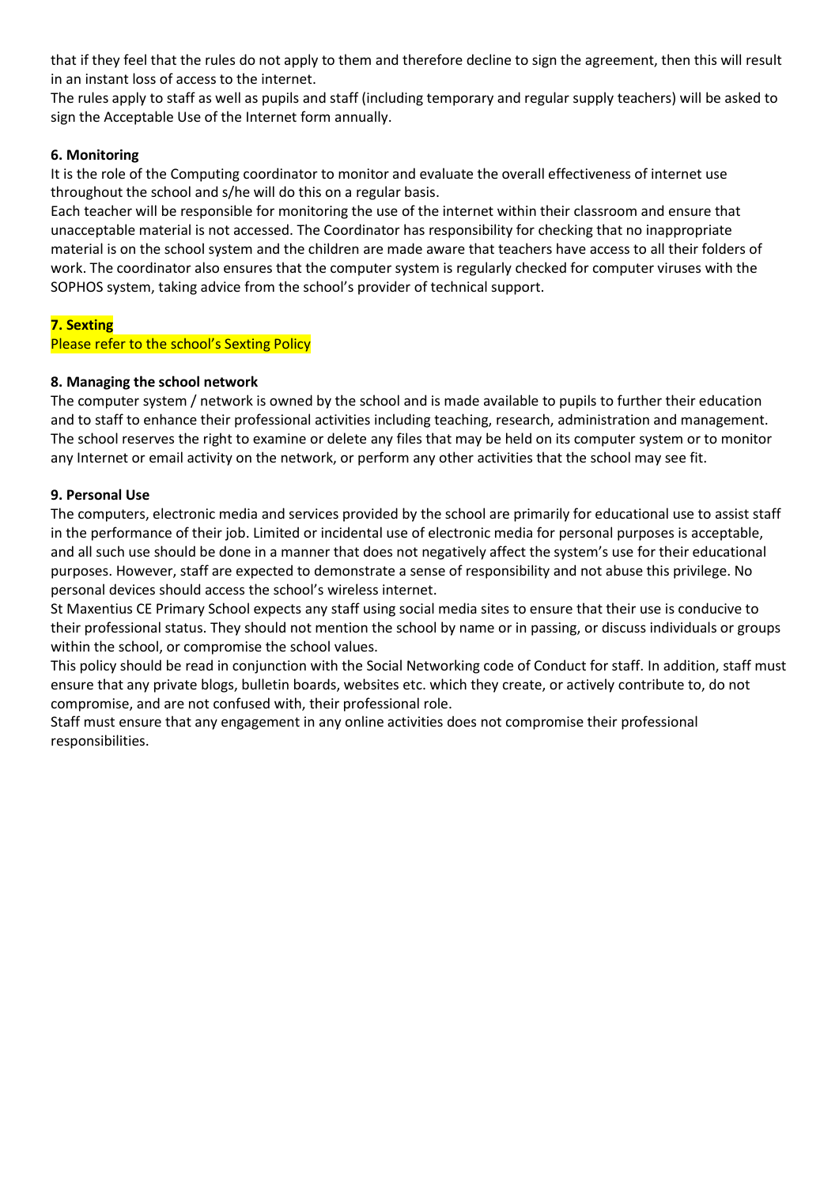that if they feel that the rules do not apply to them and therefore decline to sign the agreement, then this will result in an instant loss of access to the internet.

The rules apply to staff as well as pupils and staff (including temporary and regular supply teachers) will be asked to sign the Acceptable Use of the Internet form annually.

**6. Monitoring**

It is the role of the Computing coordinator to monitor and evaluate the overall effectiveness of internet use throughout the school and s/he will do this on a regular basis.

Each teacher will be responsible for monitoring the use of the internet within their classroom and ensure that unacceptable material is not accessed. The Coordinator has responsibility for checking that no inappropriate material is on the school system and the children are made aware that teachers have access to all their folders of work. The coordinator also ensures that the computer system is regularly checked for computer viruses with the SOPHOS system, taking advice from the school's provider of technical support.

**7. Sexting**

Please refer to the school's Sexting Policy

**8. Managing the school network**

The computer system / network is owned by the school and is made available to pupils to further their education and to staff to enhance their professional activities including teaching, research, administration and management. The school reserves the right to examine or delete any files that may be held on its computer system or to monitor any Internet or email activity on the network, or perform any other activities that the school may see fit.

**9. Personal Use**

The computers, electronic media and services provided by the school are primarily for educational use to assist staff in the performance of their job. Limited or incidental use of electronic media for personal purposes is acceptable, and all such use should be done in a manner that does not negatively affect the system's use for their educational purposes. However, staff are expected to demonstrate a sense of responsibility and not abuse this privilege. No personal devices should access the school's wireless internet.

St Maxentius CE Primary School expects any staff using social media sites to ensure that their use is conducive to their professional status. They should not mention the school by name or in passing, or discuss individuals or groups within the school, or compromise the school values.

This policy should be read in conjunction with the Social Networking code of Conduct for staff. In addition, staff must ensure that any private blogs, bulletin boards, websites etc. which they create, or actively contribute to, do not compromise, and are not confused with, their professional role.

Staff must ensure that any engagement in any online activities does not compromise their professional responsibilities.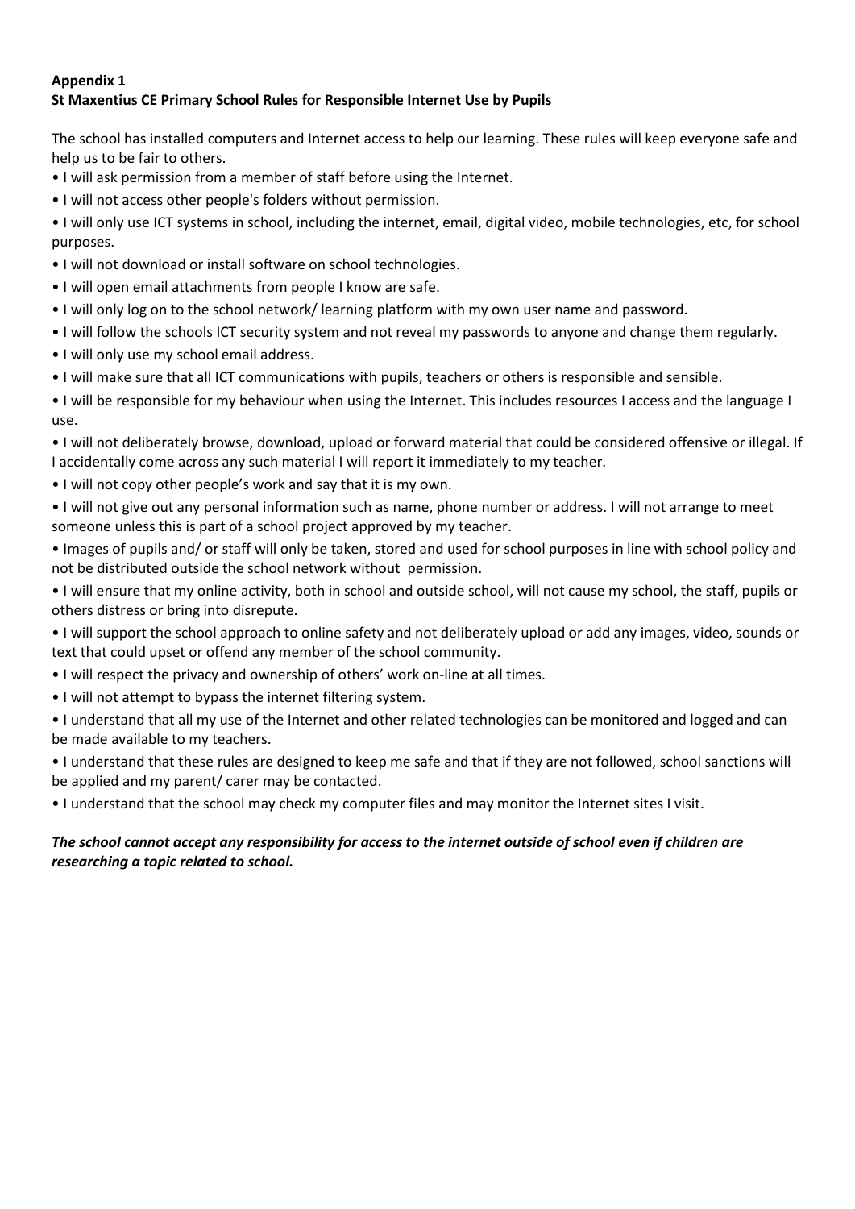**Appendix 1**

**St Maxentius CE Primary School Rules for Responsible Internet Use by Pupils**

The school has installed computers and Internet access to help our learning. These rules will keep everyone safe and help us to be fair to others.

- I will ask permission from a member of staff before using the Internet.
- I will not access other people's folders without permission.
- I will only use ICT systems in school, including the internet, email, digital video, mobile technologies, etc, for school purposes.
- I will not download or install software on school technologies.
- I will open email attachments from people I know are safe.
- I will only log on to the school network/ learning platform with my own user name and password.
- I will follow the schools ICT security system and not reveal my passwords to anyone and change them regularly.
- I will only use my school email address.
- I will make sure that all ICT communications with pupils, teachers or others is responsible and sensible.
- I will be responsible for my behaviour when using the Internet. This includes resources I access and the language I use.
- I will not deliberately browse, download, upload or forward material that could be considered offensive or illegal. If I accidentally come across any such material I will report it immediately to my teacher.
- I will not copy other people's work and say that it is my own.
- I will not give out any personal information such as name, phone number or address. I will not arrange to meet someone unless this is part of a school project approved by my teacher.
- Images of pupils and/ or staff will only be taken, stored and used for school purposes in line with school policy and not be distributed outside the school network without permission.
- I will ensure that my online activity, both in school and outside school, will not cause my school, the staff, pupils or others distress or bring into disrepute.
- I will support the school approach to online safety and not deliberately upload or add any images, video, sounds or text that could upset or offend any member of the school community.
- I will respect the privacy and ownership of others' work on-line at all times.
- I will not attempt to bypass the internet filtering system.
- I understand that all my use of the Internet and other related technologies can be monitored and logged and can be made available to my teachers.
- I understand that these rules are designed to keep me safe and that if they are not followed, school sanctions will be applied and my parent/ carer may be contacted.
- I understand that the school may check my computer files and may monitor the Internet sites I visit.

***The school cannot accept any responsibility for access to the internet outside of school even if children are researching a topic related to school.***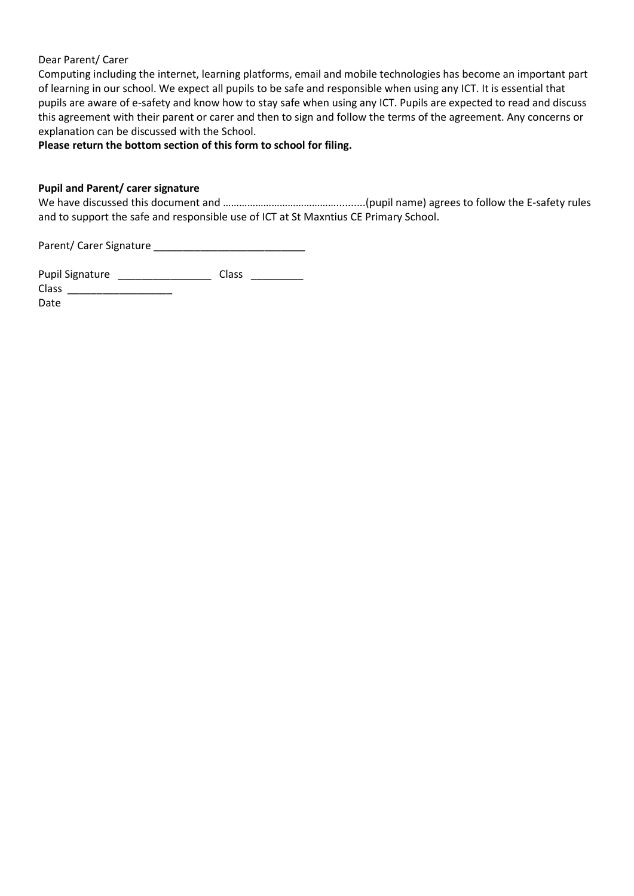Dear Parent/ Carer

Computing including the internet, learning platforms, email and mobile technologies has become an important part of learning in our school. We expect all pupils to be safe and responsible when using any ICT. It is essential that pupils are aware of e-safety and know how to stay safe when using any ICT. Pupils are expected to read and discuss this agreement with their parent or carer and then to sign and follow the terms of the agreement. Any concerns or explanation can be discussed with the School.

**Please return the bottom section of this form to school for filing.**

**Pupil and Parent/ carer signature**

We have discussed this document and ……………………………………….........(pupil name) agrees to follow the E-safety rules and to support the safe and responsible use of ICT at St Maxntius CE Primary School.

Parent/ Carer Signature ___________________________

Pupil Signature _________________ Class _________

Class ___________________

Date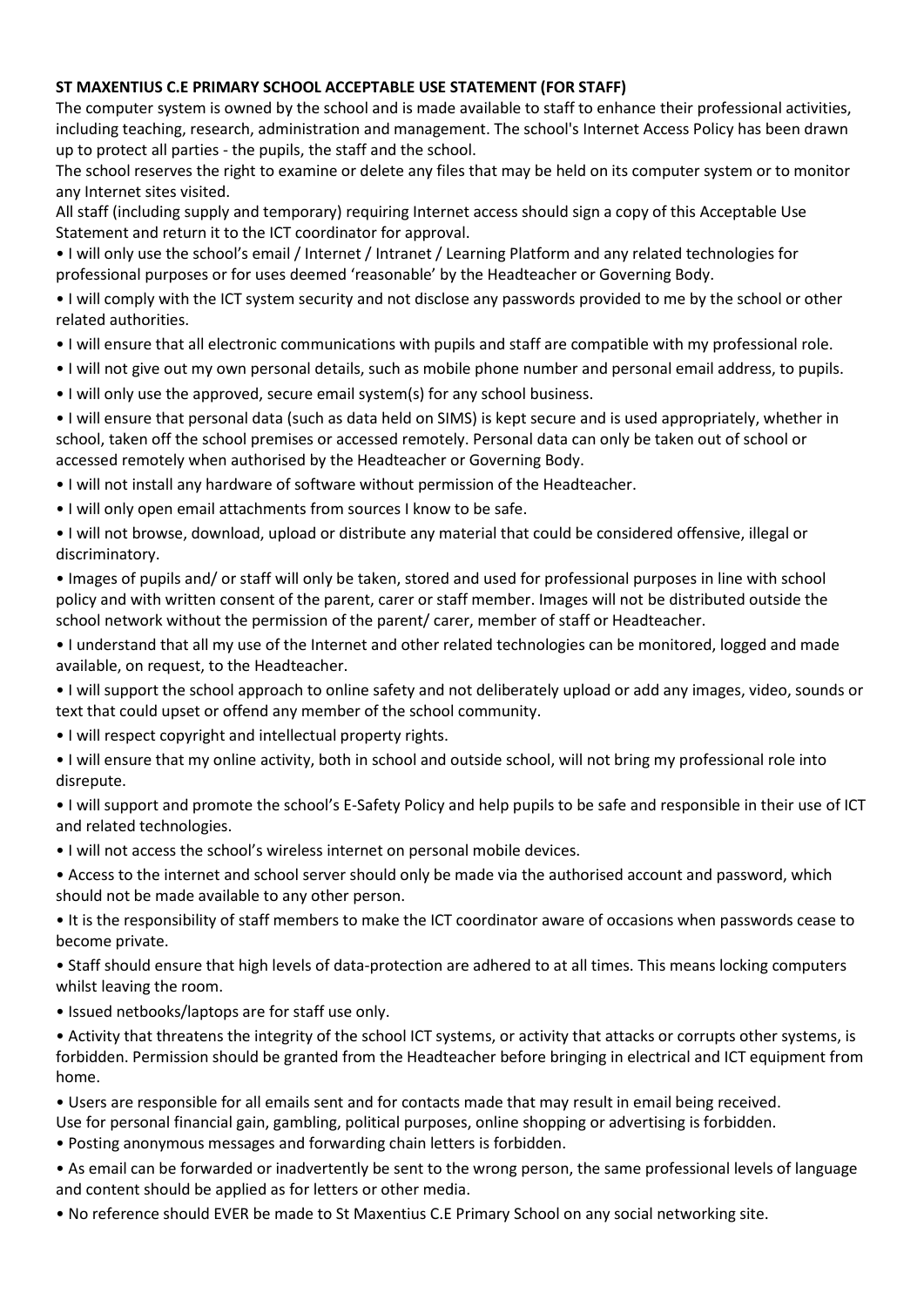**ST MAXENTIUS C.E PRIMARY SCHOOL ACCEPTABLE USE STATEMENT (FOR STAFF)**

The computer system is owned by the school and is made available to staff to enhance their professional activities, including teaching, research, administration and management. The school's Internet Access Policy has been drawn up to protect all parties - the pupils, the staff and the school.

The school reserves the right to examine or delete any files that may be held on its computer system or to monitor any Internet sites visited.

All staff (including supply and temporary) requiring Internet access should sign a copy of this Acceptable Use Statement and return it to the ICT coordinator for approval.

- I will only use the school's email / Internet / Intranet / Learning Platform and any related technologies for professional purposes or for uses deemed 'reasonable' by the Headteacher or Governing Body.
- I will comply with the ICT system security and not disclose any passwords provided to me by the school or other related authorities.
- I will ensure that all electronic communications with pupils and staff are compatible with my professional role.
- I will not give out my own personal details, such as mobile phone number and personal email address, to pupils.
- I will only use the approved, secure email system(s) for any school business.
- I will ensure that personal data (such as data held on SIMS) is kept secure and is used appropriately, whether in school, taken off the school premises or accessed remotely. Personal data can only be taken out of school or accessed remotely when authorised by the Headteacher or Governing Body.
- I will not install any hardware of software without permission of the Headteacher.
- I will only open email attachments from sources I know to be safe.
- I will not browse, download, upload or distribute any material that could be considered offensive, illegal or discriminatory.
- Images of pupils and/ or staff will only be taken, stored and used for professional purposes in line with school policy and with written consent of the parent, carer or staff member. Images will not be distributed outside the school network without the permission of the parent/ carer, member of staff or Headteacher.
- I understand that all my use of the Internet and other related technologies can be monitored, logged and made available, on request, to the Headteacher.
- I will support the school approach to online safety and not deliberately upload or add any images, video, sounds or text that could upset or offend any member of the school community.
- I will respect copyright and intellectual property rights.
- I will ensure that my online activity, both in school and outside school, will not bring my professional role into disrepute.
- I will support and promote the school's E-Safety Policy and help pupils to be safe and responsible in their use of ICT and related technologies.
- I will not access the school's wireless internet on personal mobile devices.
- Access to the internet and school server should only be made via the authorised account and password, which should not be made available to any other person.
- It is the responsibility of staff members to make the ICT coordinator aware of occasions when passwords cease to become private.
- Staff should ensure that high levels of data-protection are adhered to at all times. This means locking computers whilst leaving the room.
- Issued netbooks/laptops are for staff use only.
- Activity that threatens the integrity of the school ICT systems, or activity that attacks or corrupts other systems, is forbidden. Permission should be granted from the Headteacher before bringing in electrical and ICT equipment from home.
- Users are responsible for all emails sent and for contacts made that may result in email being received.
Use for personal financial gain, gambling, political purposes, online shopping or advertising is forbidden.
- Posting anonymous messages and forwarding chain letters is forbidden.
- As email can be forwarded or inadvertently be sent to the wrong person, the same professional levels of language and content should be applied as for letters or other media.
- No reference should EVER be made to St Maxentius C.E Primary School on any social networking site.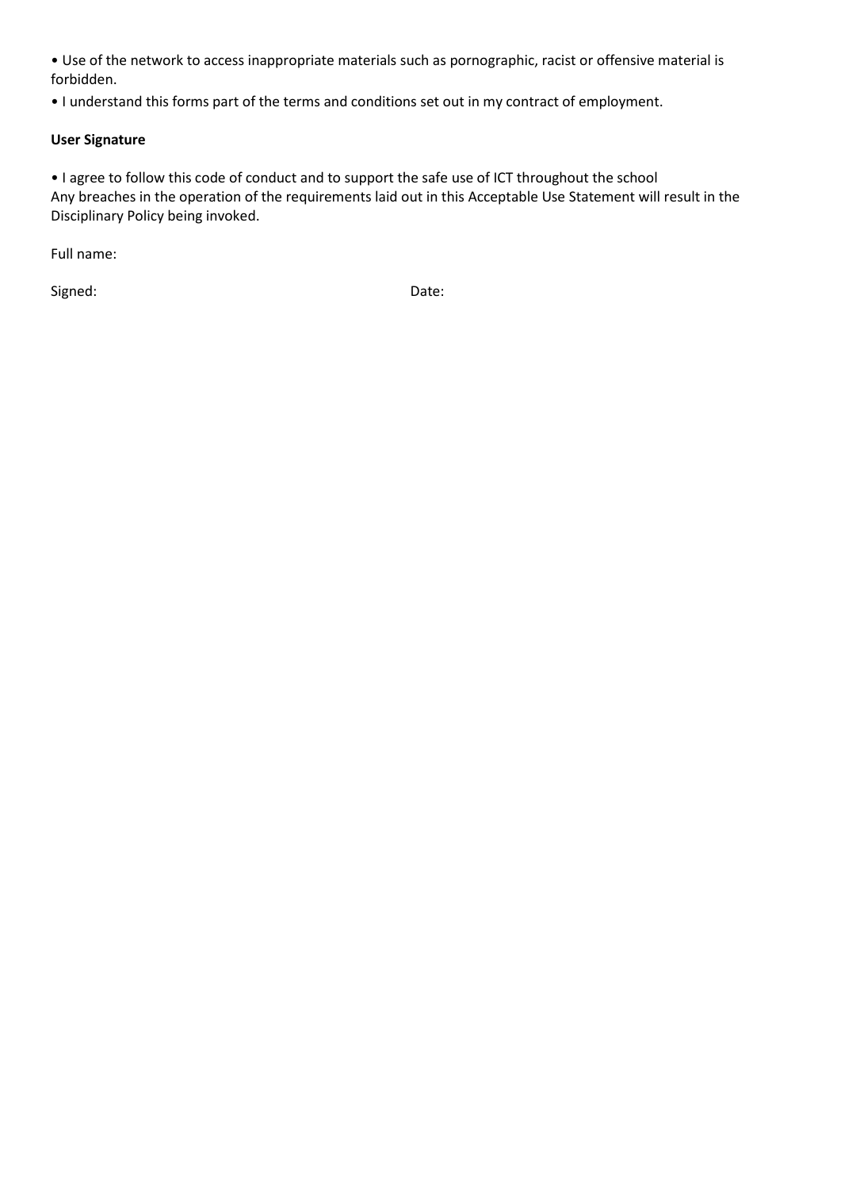- Use of the network to access inappropriate materials such as pornographic, racist or offensive material is forbidden.
- I understand this forms part of the terms and conditions set out in my contract of employment.

**User Signature**

- I agree to follow this code of conduct and to support the safe use of ICT throughout the school

Any breaches in the operation of the requirements laid out in this Acceptable Use Statement will result in the Disciplinary Policy being invoked.

Full name:

Signed: Date: